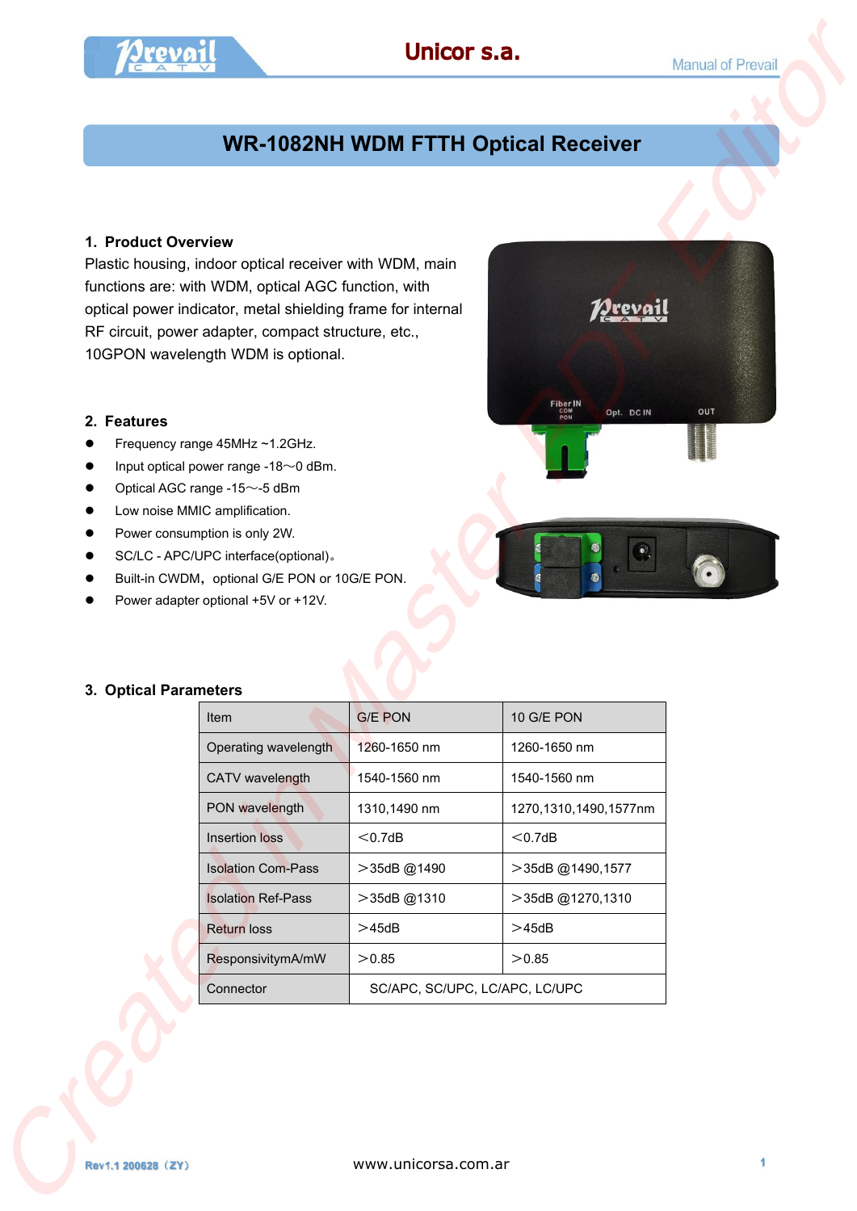# WR-1082NH WDM FTTH Optical Receiver

## 1. Product Overview

Plastic housing, indoor optical receiver with WDM, main functions are: with WDM, optical AGC function, with optical power indicator, metal shielding frame for internal RF circuit, power adapter, compact structure, etc., 10GPON wavelength WDM is optional.

## 2. Features

- Frequency range 45MHz ~1.2GHz.
- Input optical power range -18～0 dBm.
- Optical AGC range -15～-5 dBm
- Low noise MMIC amplification.
- Power consumption is only 2W.
- SC/LC - APC/UPC interface(optional)。
- Built-in CWDM，optional G/E PON or 10G/E PON.
- Power adapter optional +5V or +12V.

## 3. Optical Parameters

| Item | G/E PON | 10 G/E PON |
|---|---|---|
| Operating wavelength | 1260-1650 nm | 1260-1650 nm |
| CATV wavelength | 1540-1560 nm | 1540-1560 nm |
| PON wavelength | 1310,1490 nm | 1270,1310,1490,1577nm |
| Insertion loss | ＜0.7dB | ＜0.7dB |
| Isolation Com-Pass | ＞35dB @1490 | ＞35dB @1490,1577 |
| Isolation Ref-Pass | ＞35dB @1310 | ＞35dB @1270,1310 |
| Return loss | ＞45dB | ＞45dB |
| ResponsivitymA/mW | ＞0.85 | ＞0.85 |
| Connector | SC/APC, SC/UPC, LC/APC, LC/UPC | |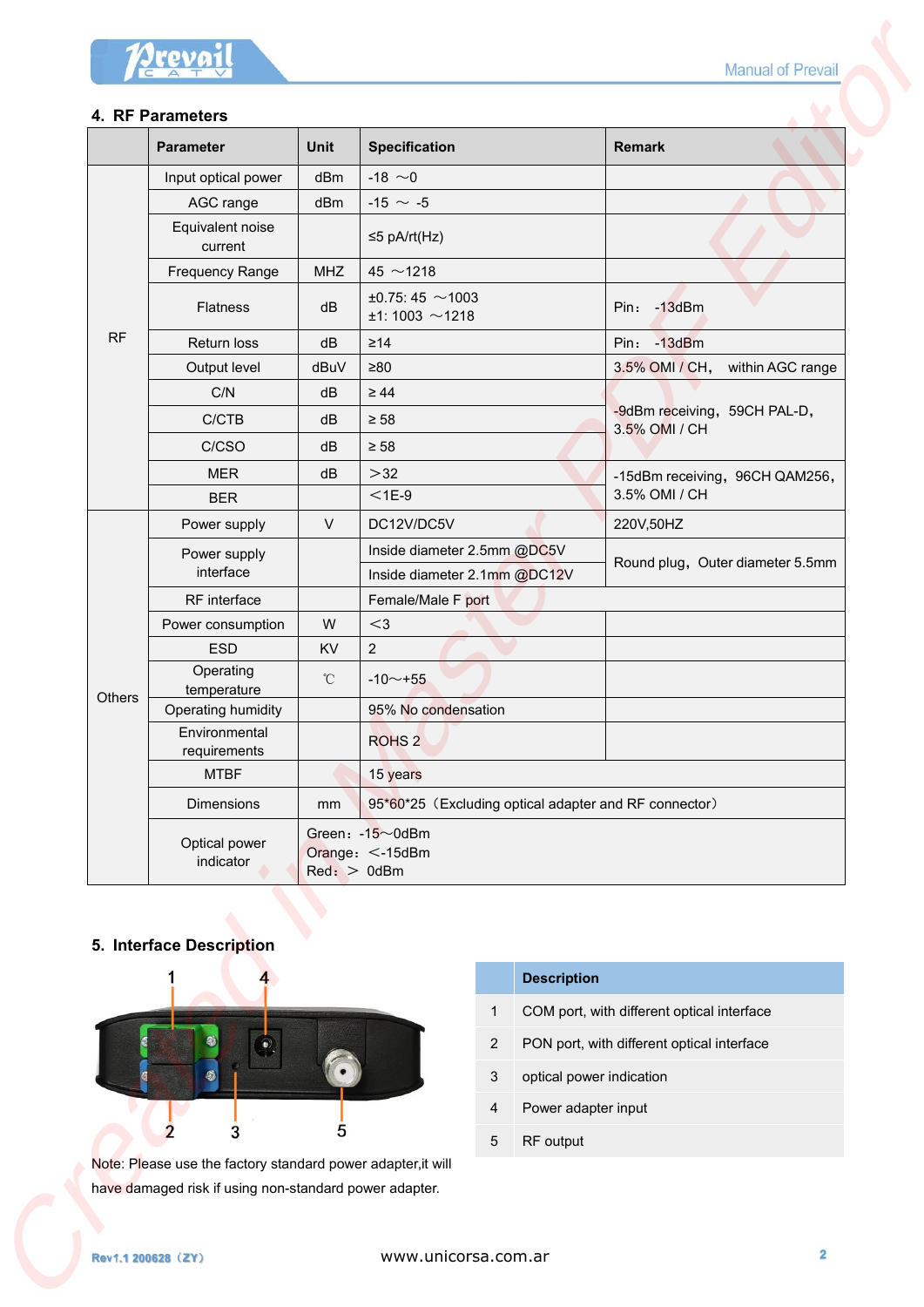## 4. RF Parameters

| | Parameter | Unit | Specification | Remark |
|---|---|---|---|---|
| RF | Input optical power | dBm | -18 ～0 | |
| | AGC range | dBm | -15 ～ -5 | |
| | Equivalent noise current | | ≤5 pA/rt(Hz) | |
| | Frequency Range | MHZ | 45 ～1218 | |
| | Flatness | dB | ±0.75: 45 ～1003<br>±1: 1003 ～1218 | Pin： -13dBm |
| | Return loss | dB | ≥14 | Pin： -13dBm |
| | Output level | dBuV | ≥80 | 3.5% OMI / CH， within AGC range |
| | C/N | dB | ≥ 44 | -9dBm receiving，59CH PAL-D，3.5% OMI / CH |
| | C/CTB | dB | ≥ 58 | |
| | C/CSO | dB | ≥ 58 | |
| | MER | dB | ＞32 | -15dBm receiving，96CH QAM256，3.5% OMI / CH |
| | BER | | ＜1E-9 | |
| Others | Power supply | V | DC12V/DC5V | 220V,50HZ |
| | Power supply interface | | Inside diameter 2.5mm @DC5V<br>Inside diameter 2.1mm @DC12V | Round plug，Outer diameter 5.5mm |
| | RF interface | | Female/Male F port | |
| | Power consumption | W | ＜3 | |
| | ESD | KV | 2 | |
| | Operating temperature | ℃ | -10～+55 | |
| | Operating humidity | | 95% No condensation | |
| | Environmental requirements | | ROHS 2 | |
| | MTBF | | 15 years | |
| | Dimensions | mm | 95*60*25（Excluding optical adapter and RF connector） | |
| | Optical power indicator | Green：-15～0dBm<br>Orange：＜-15dBm<br>Red：＞ 0dBm | | |

## 5. Interface Description

1 4

2 3 5

Note: Please use the factory standard power adapter,it will have damaged risk if using non-standard power adapter.

| | Description |
|---|---|
| 1 | COM port, with different optical interface |
| 2 | PON port, with different optical interface |
| 3 | optical power indication |
| 4 | Power adapter input |
| 5 | RF output |

Rev1.1 200628（ZY） www.unicorsa.com.ar